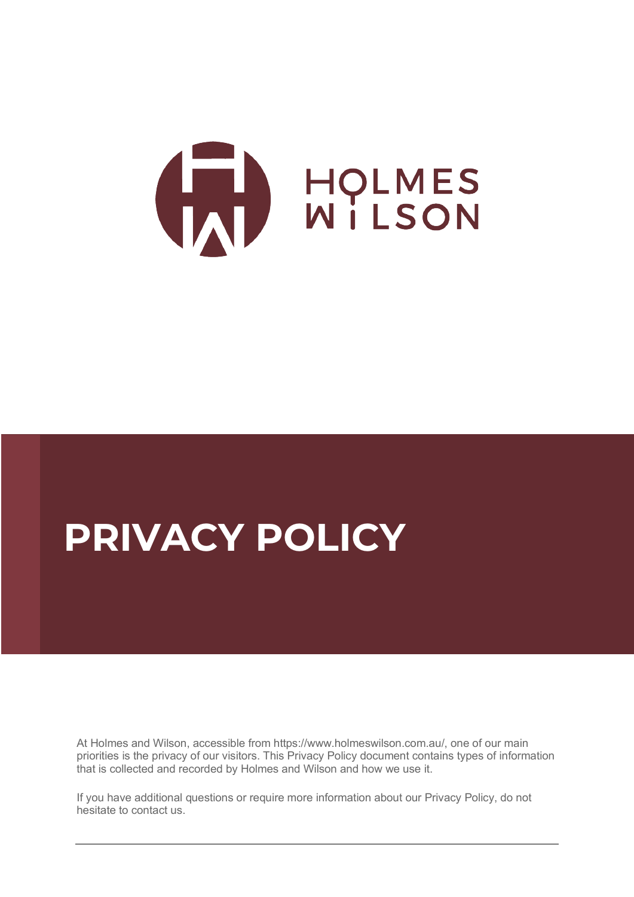HOLMES WILSON

# PRIVACY POLICY

At Holmes and Wilson, accessible from https://www.holmeswilson.com.au/, one of our main priorities is the privacy of our visitors. This Privacy Policy document contains types of information that is collected and recorded by Holmes and Wilson and how we use it.

If you have additional questions or require more information about our Privacy Policy, do not hesitate to contact us.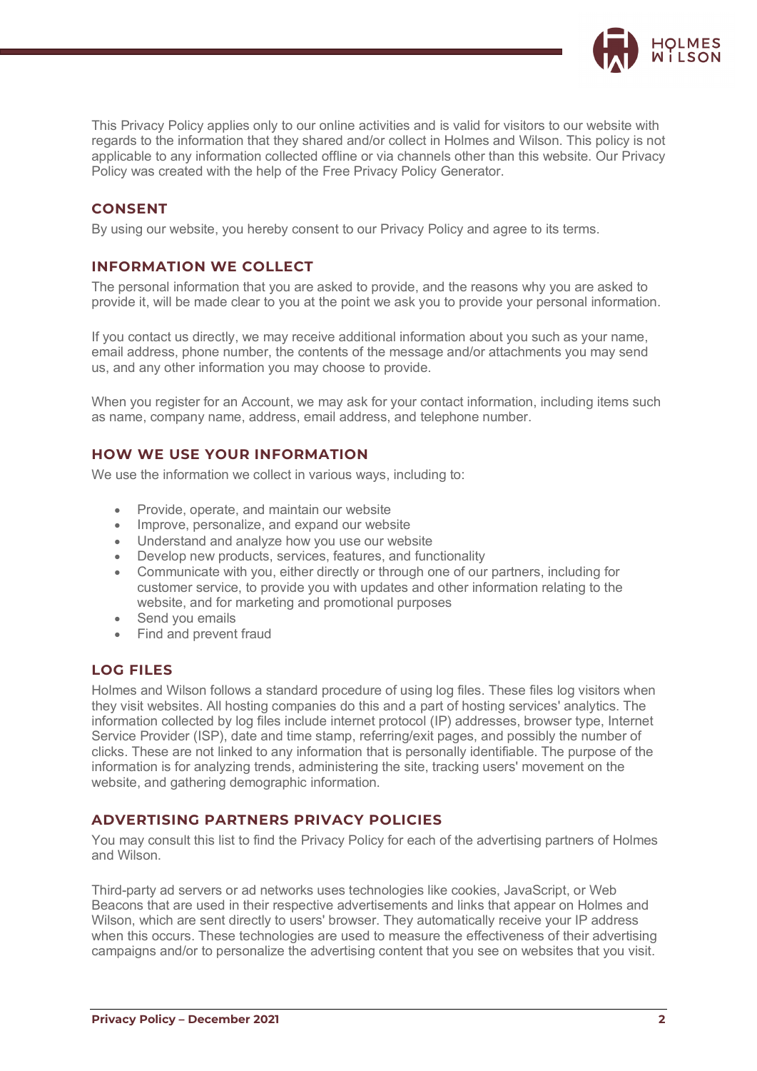This Privacy Policy applies only to our online activities and is valid for visitors to our website with regards to the information that they shared and/or collect in Holmes and Wilson. This policy is not applicable to any information collected offline or via channels other than this website. Our Privacy Policy was created with the help of the Free Privacy Policy Generator.

## CONSENT

By using our website, you hereby consent to our Privacy Policy and agree to its terms.

## INFORMATION WE COLLECT

The personal information that you are asked to provide, and the reasons why you are asked to provide it, will be made clear to you at the point we ask you to provide your personal information.

If you contact us directly, we may receive additional information about you such as your name, email address, phone number, the contents of the message and/or attachments you may send us, and any other information you may choose to provide.

When you register for an Account, we may ask for your contact information, including items such as name, company name, address, email address, and telephone number.

## HOW WE USE YOUR INFORMATION

We use the information we collect in various ways, including to:

- Provide, operate, and maintain our website
- Improve, personalize, and expand our website
- Understand and analyze how you use our website
- Develop new products, services, features, and functionality
- Communicate with you, either directly or through one of our partners, including for customer service, to provide you with updates and other information relating to the website, and for marketing and promotional purposes
- Send you emails
- Find and prevent fraud

## LOG FILES

Holmes and Wilson follows a standard procedure of using log files. These files log visitors when they visit websites. All hosting companies do this and a part of hosting services' analytics. The information collected by log files include internet protocol (IP) addresses, browser type, Internet Service Provider (ISP), date and time stamp, referring/exit pages, and possibly the number of clicks. These are not linked to any information that is personally identifiable. The purpose of the information is for analyzing trends, administering the site, tracking users' movement on the website, and gathering demographic information.

## ADVERTISING PARTNERS PRIVACY POLICIES

You may consult this list to find the Privacy Policy for each of the advertising partners of Holmes and Wilson.

Third-party ad servers or ad networks uses technologies like cookies, JavaScript, or Web Beacons that are used in their respective advertisements and links that appear on Holmes and Wilson, which are sent directly to users' browser. They automatically receive your IP address when this occurs. These technologies are used to measure the effectiveness of their advertising campaigns and/or to personalize the advertising content that you see on websites that you visit.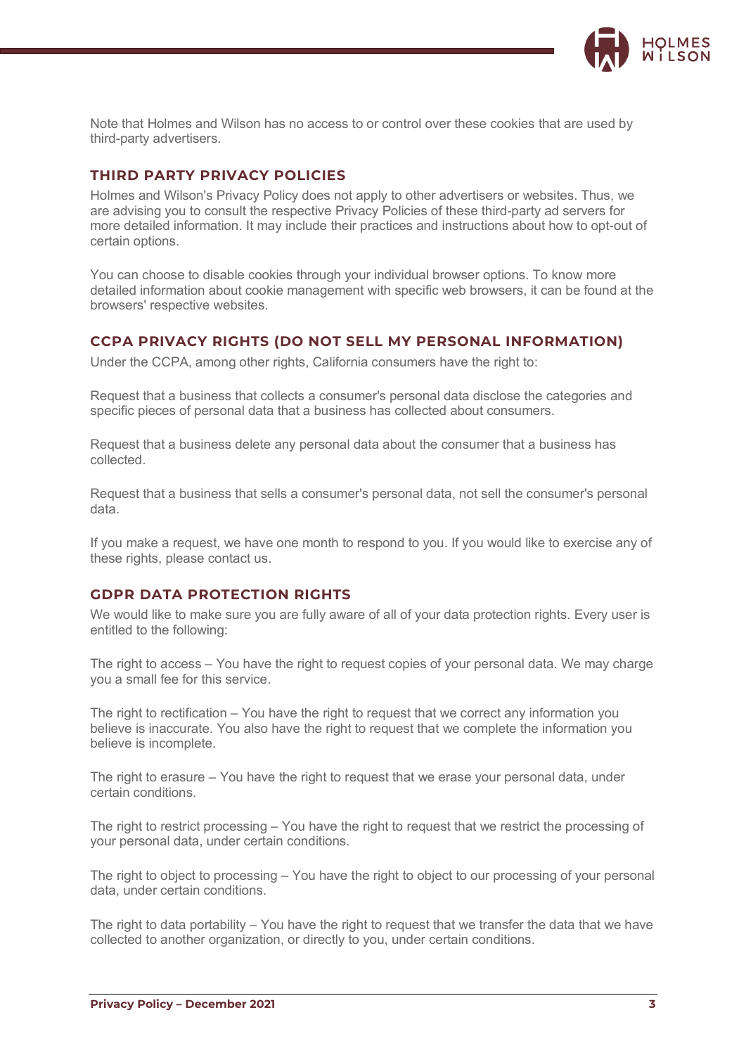Note that Holmes and Wilson has no access to or control over these cookies that are used by third-party advertisers.

## THIRD PARTY PRIVACY POLICIES

Holmes and Wilson's Privacy Policy does not apply to other advertisers or websites. Thus, we are advising you to consult the respective Privacy Policies of these third-party ad servers for more detailed information. It may include their practices and instructions about how to opt-out of certain options.

You can choose to disable cookies through your individual browser options. To know more detailed information about cookie management with specific web browsers, it can be found at the browsers' respective websites.

## CCPA PRIVACY RIGHTS (DO NOT SELL MY PERSONAL INFORMATION)

Under the CCPA, among other rights, California consumers have the right to:

Request that a business that collects a consumer's personal data disclose the categories and specific pieces of personal data that a business has collected about consumers.

Request that a business delete any personal data about the consumer that a business has collected.

Request that a business that sells a consumer's personal data, not sell the consumer's personal data.

If you make a request, we have one month to respond to you. If you would like to exercise any of these rights, please contact us.

## GDPR DATA PROTECTION RIGHTS

We would like to make sure you are fully aware of all of your data protection rights. Every user is entitled to the following:

The right to access – You have the right to request copies of your personal data. We may charge you a small fee for this service.

The right to rectification – You have the right to request that we correct any information you believe is inaccurate. You also have the right to request that we complete the information you believe is incomplete.

The right to erasure – You have the right to request that we erase your personal data, under certain conditions.

The right to restrict processing – You have the right to request that we restrict the processing of your personal data, under certain conditions.

The right to object to processing – You have the right to object to our processing of your personal data, under certain conditions.

The right to data portability – You have the right to request that we transfer the data that we have collected to another organization, or directly to you, under certain conditions.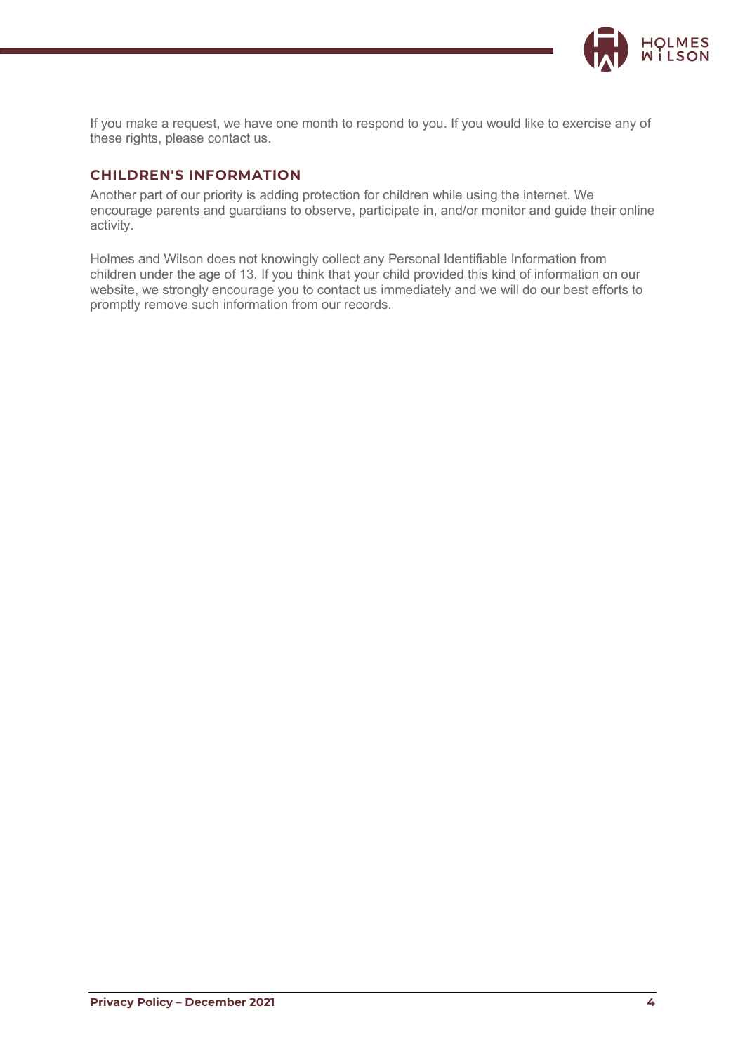If you make a request, we have one month to respond to you. If you would like to exercise any of these rights, please contact us.

## CHILDREN'S INFORMATION

Another part of our priority is adding protection for children while using the internet. We encourage parents and guardians to observe, participate in, and/or monitor and guide their online activity.

Holmes and Wilson does not knowingly collect any Personal Identifiable Information from children under the age of 13. If you think that your child provided this kind of information on our website, we strongly encourage you to contact us immediately and we will do our best efforts to promptly remove such information from our records.